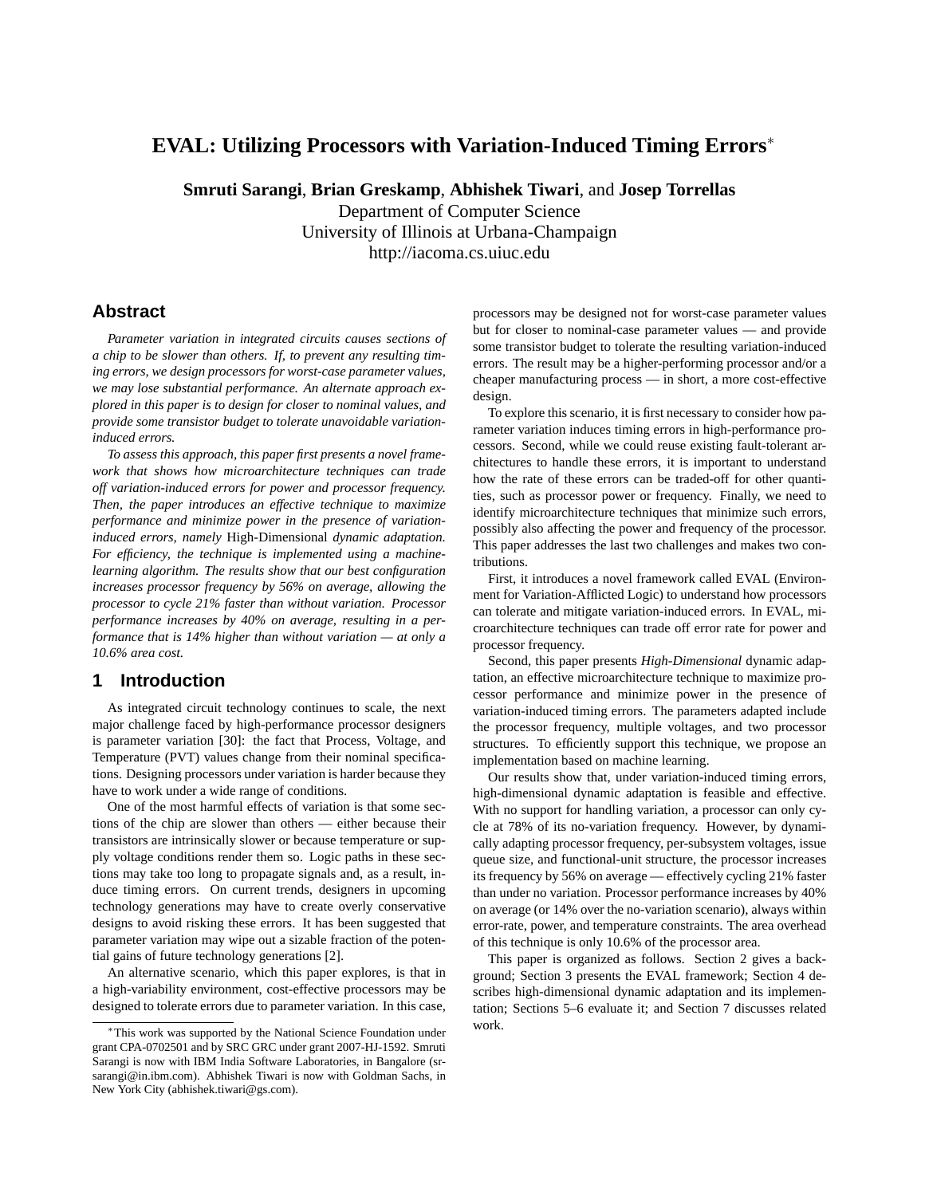# EVAL: Utilizing Processors with Variation-Induced Timing Errors*

**Smruti Sarangi**, **Brian Greskamp**, **Abhishek Tiwari**, and **Josep Torrellas**
Department of Computer Science
University of Illinois at Urbana-Champaign
http://iacoma.cs.uiuc.edu

## Abstract

*Parameter variation in integrated circuits causes sections of a chip to be slower than others. If, to prevent any resulting timing errors, we design processors for worst-case parameter values, we may lose substantial performance. An alternate approach explored in this paper is to design for closer to nominal values, and provide some transistor budget to tolerate unavoidable variation-induced errors.*

*To assess this approach, this paper first presents a novel framework that shows how microarchitecture techniques can trade off variation-induced errors for power and processor frequency. Then, the paper introduces an effective technique to maximize performance and minimize power in the presence of variation-induced errors, namely* High-Dimensional *dynamic adaptation. For efficiency, the technique is implemented using a machine-learning algorithm. The results show that our best configuration increases processor frequency by 56% on average, allowing the processor to cycle 21% faster than without variation. Processor performance increases by 40% on average, resulting in a performance that is 14% higher than without variation — at only a 10.6% area cost.*

## 1 Introduction

As integrated circuit technology continues to scale, the next major challenge faced by high-performance processor designers is parameter variation [30]: the fact that Process, Voltage, and Temperature (PVT) values change from their nominal specifications. Designing processors under variation is harder because they have to work under a wide range of conditions.

One of the most harmful effects of variation is that some sections of the chip are slower than others — either because their transistors are intrinsically slower or because temperature or supply voltage conditions render them so. Logic paths in these sections may take too long to propagate signals and, as a result, induce timing errors. On current trends, designers in upcoming technology generations may have to create overly conservative designs to avoid risking these errors. It has been suggested that parameter variation may wipe out a sizable fraction of the potential gains of future technology generations [2].

An alternative scenario, which this paper explores, is that in a high-variability environment, cost-effective processors may be designed to tolerate errors due to parameter variation. In this case, processors may be designed not for worst-case parameter values but for closer to nominal-case parameter values — and provide some transistor budget to tolerate the resulting variation-induced errors. The result may be a higher-performing processor and/or a cheaper manufacturing process — in short, a more cost-effective design.

To explore this scenario, it is first necessary to consider how parameter variation induces timing errors in high-performance processors. Second, while we could reuse existing fault-tolerant architectures to handle these errors, it is important to understand how the rate of these errors can be traded-off for other quantities, such as processor power or frequency. Finally, we need to identify microarchitecture techniques that minimize such errors, possibly also affecting the power and frequency of the processor. This paper addresses the last two challenges and makes two contributions.

First, it introduces a novel framework called EVAL (Environment for Variation-Afflicted Logic) to understand how processors can tolerate and mitigate variation-induced errors. In EVAL, microarchitecture techniques can trade off error rate for power and processor frequency.

Second, this paper presents *High-Dimensional* dynamic adaptation, an effective microarchitecture technique to maximize processor performance and minimize power in the presence of variation-induced timing errors. The parameters adapted include the processor frequency, multiple voltages, and two processor structures. To efficiently support this technique, we propose an implementation based on machine learning.

Our results show that, under variation-induced timing errors, high-dimensional dynamic adaptation is feasible and effective. With no support for handling variation, a processor can only cycle at 78% of its no-variation frequency. However, by dynamically adapting processor frequency, per-subsystem voltages, issue queue size, and functional-unit structure, the processor increases its frequency by 56% on average — effectively cycling 21% faster than under no variation. Processor performance increases by 40% on average (or 14% over the no-variation scenario), always within error-rate, power, and temperature constraints. The area overhead of this technique is only 10.6% of the processor area.

This paper is organized as follows. Section 2 gives a background; Section 3 presents the EVAL framework; Section 4 describes high-dimensional dynamic adaptation and its implementation; Sections 5–6 evaluate it; and Section 7 discusses related work.

---

*This work was supported by the National Science Foundation under grant CPA-0702501 and by SRC GRC under grant 2007-HJ-1592. Smruti Sarangi is now with IBM India Software Laboratories, in Bangalore (srsarangi@in.ibm.com). Abhishek Tiwari is now with Goldman Sachs, in New York City (abhishek.tiwari@gs.com).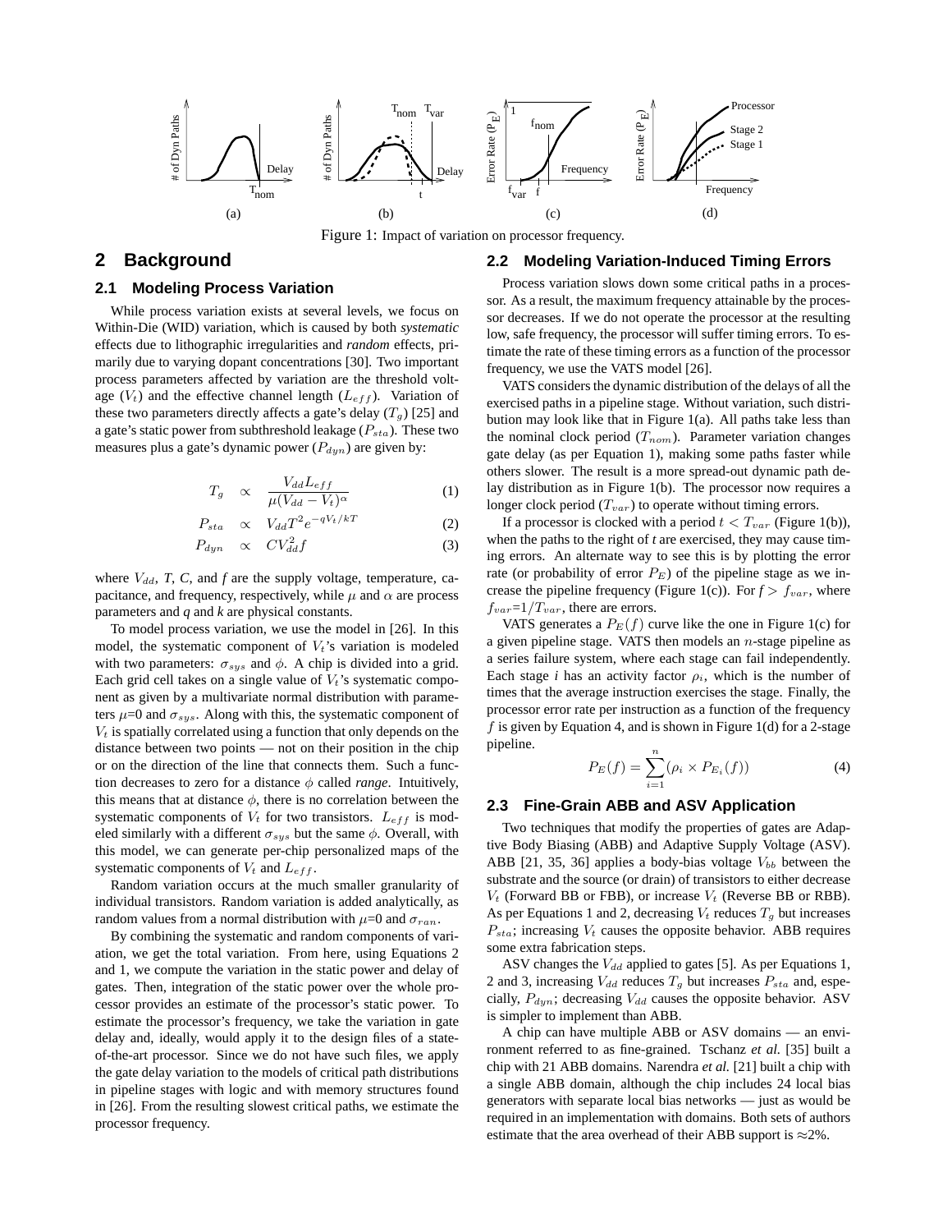Figure 1: Impact of variation on processor frequency.

## 2 Background

### 2.1 Modeling Process Variation

While process variation exists at several levels, we focus on Within-Die (WID) variation, which is caused by both *systematic* effects due to lithographic irregularities and *random* effects, primarily due to varying dopant concentrations [30]. Two important process parameters affected by variation are the threshold voltage ($V_t$) and the effective channel length ($L_{eff}$). Variation of these two parameters directly affects a gate's delay ($T_g$) [25] and a gate's static power from subthreshold leakage ($P_{sta}$). These two measures plus a gate's dynamic power ($P_{dyn}$) are given by:

$$T_g \quad \propto \quad \frac{V_{dd} L_{eff}}{\mu (V_{dd} - V_t)^{\alpha}} \tag{1}$$

$$P_{sta} \quad \propto \quad V_{dd} T^2 e^{-qV_t/kT} \tag{2}$$

$$P_{dyn} \quad \propto \quad C V_{dd}^2 f \tag{3}$$

where $V_{dd}$, $T$, $C$, and $f$ are the supply voltage, temperature, capacitance, and frequency, respectively, while $\mu$ and $\alpha$ are process parameters and $q$ and $k$ are physical constants.

To model process variation, we use the model in [26]. In this model, the systematic component of $V_t$'s variation is modeled with two parameters: $\sigma_{sys}$ and $\phi$. A chip is divided into a grid. Each grid cell takes on a single value of $V_t$'s systematic component as given by a multivariate normal distribution with parameters $\mu$=0 and $\sigma_{sys}$. Along with this, the systematic component of $V_t$ is spatially correlated using a function that only depends on the distance between two points — not on their position in the chip or on the direction of the line that connects them. Such a function decreases to zero for a distance $\phi$ called *range*. Intuitively, this means that at distance $\phi$, there is no correlation between the systematic components of $V_t$ for two transistors. $L_{eff}$ is modeled similarly with a different $\sigma_{sys}$ but the same $\phi$. Overall, with this model, we can generate per-chip personalized maps of the systematic components of $V_t$ and $L_{eff}$.

Random variation occurs at the much smaller granularity of individual transistors. Random variation is added analytically, as random values from a normal distribution with $\mu$=0 and $\sigma_{ran}$.

By combining the systematic and random components of variation, we get the total variation. From here, using Equations 2 and 1, we compute the variation in the static power and delay of gates. Then, integration of the static power over the whole processor provides an estimate of the processor's static power. To estimate the processor's frequency, we take the variation in gate delay and, ideally, would apply it to the design files of a state-of-the-art processor. Since we do not have such files, we apply the gate delay variation to the models of critical path distributions in pipeline stages with logic and with memory structures found in [26]. From the resulting slowest critical paths, we estimate the processor frequency.

### 2.2 Modeling Variation-Induced Timing Errors

Process variation slows down some critical paths in a processor. As a result, the maximum frequency attainable by the processor decreases. If we do not operate the processor at the resulting low, safe frequency, the processor will suffer timing errors. To estimate the rate of these timing errors as a function of the processor frequency, we use the VATS model [26].

VATS considers the dynamic distribution of the delays of all the exercised paths in a pipeline stage. Without variation, such distribution may look like that in Figure 1(a). All paths take less than the nominal clock period ($T_{nom}$). Parameter variation changes gate delay (as per Equation 1), making some paths faster while others slower. The result is a more spread-out dynamic path delay distribution as in Figure 1(b). The processor now requires a longer clock period ($T_{var}$) to operate without timing errors.

If a processor is clocked with a period $t < T_{var}$ (Figure 1(b)), when the paths to the right of *t* are exercised, they may cause timing errors. An alternate way to see this is by plotting the error rate (or probability of error $P_E$) of the pipeline stage as we increase the pipeline frequency (Figure 1(c)). For $f > f_{var}$, where $f_{var}$=$1/T_{var}$, there are errors.

VATS generates a $P_E(f)$ curve like the one in Figure 1(c) for a given pipeline stage. VATS then models an $n$-stage pipeline as a series failure system, where each stage can fail independently. Each stage *i* has an activity factor $\rho_i$, which is the number of times that the average instruction exercises the stage. Finally, the processor error rate per instruction as a function of the frequency $f$ is given by Equation 4, and is shown in Figure 1(d) for a 2-stage pipeline.

$$P_E(f) = \sum_{i=1}^{n} (\rho_i \times P_{E_i}(f)) \tag{4}$$

### 2.3 Fine-Grain ABB and ASV Application

Two techniques that modify the properties of gates are Adaptive Body Biasing (ABB) and Adaptive Supply Voltage (ASV). ABB [21, 35, 36] applies a body-bias voltage $V_{bb}$ between the substrate and the source (or drain) of transistors to either decrease $V_t$ (Forward BB or FBB), or increase $V_t$ (Reverse BB or RBB). As per Equations 1 and 2, decreasing $V_t$ reduces $T_g$ but increases $P_{sta}$; increasing $V_t$ causes the opposite behavior. ABB requires some extra fabrication steps.

ASV changes the $V_{dd}$ applied to gates [5]. As per Equations 1, 2 and 3, increasing $V_{dd}$ reduces $T_g$ but increases $P_{sta}$ and, especially, $P_{dyn}$; decreasing $V_{dd}$ causes the opposite behavior. ASV is simpler to implement than ABB.

A chip can have multiple ABB or ASV domains — an environment referred to as fine-grained. Tschanz *et al.* [35] built a chip with 21 ABB domains. Narendra *et al.* [21] built a chip with a single ABB domain, although the chip includes 24 local bias generators with separate local bias networks — just as would be required in an implementation with domains. Both sets of authors estimate that the area overhead of their ABB support is ≈2%.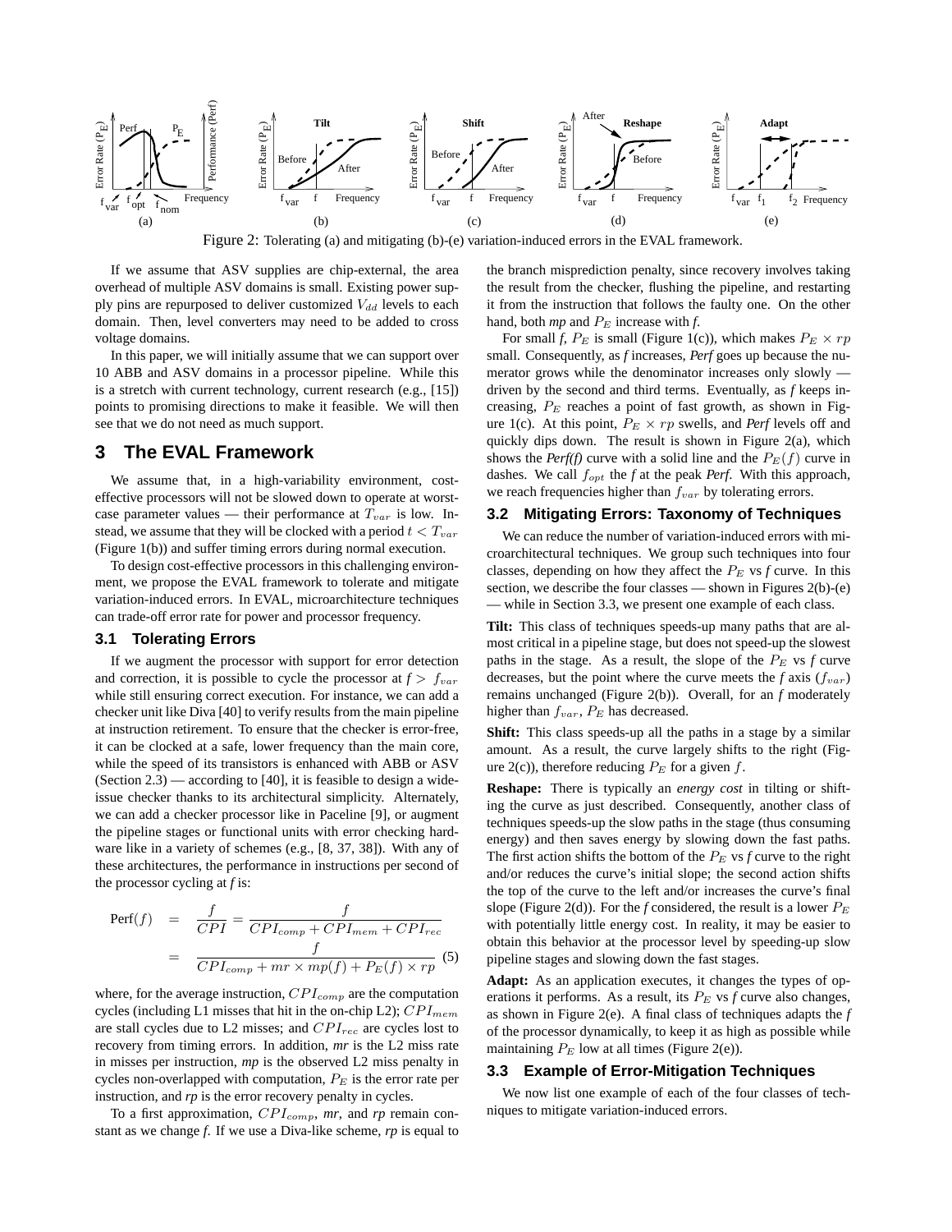Figure 2: Tolerating (a) and mitigating (b)-(e) variation-induced errors in the EVAL framework.

If we assume that ASV supplies are chip-external, the area overhead of multiple ASV domains is small. Existing power supply pins are repurposed to deliver customized $V_{dd}$ levels to each domain. Then, level converters may need to be added to cross voltage domains.

In this paper, we will initially assume that we can support over 10 ABB and ASV domains in a processor pipeline. While this is a stretch with current technology, current research (e.g., [15]) points to promising directions to make it feasible. We will then see that we do not need as much support.

## 3 The EVAL Framework

We assume that, in a high-variability environment, cost-effective processors will not be slowed down to operate at worst-case parameter values — their performance at $T_{var}$ is low. Instead, we assume that they will be clocked with a period $t < T_{var}$ (Figure 1(b)) and suffer timing errors during normal execution.

To design cost-effective processors in this challenging environment, we propose the EVAL framework to tolerate and mitigate variation-induced errors. In EVAL, microarchitecture techniques can trade-off error rate for power and processor frequency.

### 3.1 Tolerating Errors

If we augment the processor with support for error detection and correction, it is possible to cycle the processor at $f > f_{var}$ while still ensuring correct execution. For instance, we can add a checker unit like Diva [40] to verify results from the main pipeline at instruction retirement. To ensure that the checker is error-free, it can be clocked at a safe, lower frequency than the main core, while the speed of its transistors is enhanced with ABB or ASV (Section 2.3) — according to [40], it is feasible to design a wide-issue checker thanks to its architectural simplicity. Alternately, we can add a checker processor like in Paceline [9], or augment the pipeline stages or functional units with error checking hardware like in a variety of schemes (e.g., [8, 37, 38]). With any of these architectures, the performance in instructions per second of the processor cycling at *f* is:

$$\text{Perf}(f) = \frac{f}{CPI} = \frac{f}{CPI_{comp} + CPI_{mem} + CPI_{rec}}$$
$$= \frac{f}{CPI_{comp} + mr \times mp(f) + P_E(f) \times rp} \quad (5)$$

where, for the average instruction, $CPI_{comp}$ are the computation cycles (including L1 misses that hit in the on-chip L2); $CPI_{mem}$ are stall cycles due to L2 misses; and $CPI_{rec}$ are cycles lost to recovery from timing errors. In addition, *mr* is the L2 miss rate in misses per instruction, *mp* is the observed L2 miss penalty in cycles non-overlapped with computation, $P_E$ is the error rate per instruction, and *rp* is the error recovery penalty in cycles.

To a first approximation, $CPI_{comp}$, *mr*, and *rp* remain constant as we change *f*. If we use a Diva-like scheme, *rp* is equal to the branch misprediction penalty, since recovery involves taking the result from the checker, flushing the pipeline, and restarting it from the instruction that follows the faulty one. On the other hand, both *mp* and $P_E$ increase with *f*.

For small *f*, $P_E$ is small (Figure 1(c)), which makes $P_E \times rp$ small. Consequently, as *f* increases, *Perf* goes up because the numerator grows while the denominator increases only slowly — driven by the second and third terms. Eventually, as *f* keeps increasing, $P_E$ reaches a point of fast growth, as shown in Figure 1(c). At this point, $P_E \times rp$ swells, and *Perf* levels off and quickly dips down. The result is shown in Figure 2(a), which shows the *Perf(f)* curve with a solid line and the $P_E(f)$ curve in dashes. We call $f_{opt}$ the *f* at the peak *Perf*. With this approach, we reach frequencies higher than $f_{var}$ by tolerating errors.

### 3.2 Mitigating Errors: Taxonomy of Techniques

We can reduce the number of variation-induced errors with microarchitectural techniques. We group such techniques into four classes, depending on how they affect the $P_E$ vs *f* curve. In this section, we describe the four classes — shown in Figures 2(b)-(e) — while in Section 3.3, we present one example of each class.

**Tilt:** This class of techniques speeds-up many paths that are almost critical in a pipeline stage, but does not speed-up the slowest paths in the stage. As a result, the slope of the $P_E$ vs *f* curve decreases, but the point where the curve meets the *f* axis ($f_{var}$) remains unchanged (Figure 2(b)). Overall, for an *f* moderately higher than $f_{var}$, $P_E$ has decreased.

**Shift:** This class speeds-up all the paths in a stage by a similar amount. As a result, the curve largely shifts to the right (Figure 2(c)), therefore reducing $P_E$ for a given $f$.

**Reshape:** There is typically an *energy cost* in tilting or shifting the curve as just described. Consequently, another class of techniques speeds-up the slow paths in the stage (thus consuming energy) and then saves energy by slowing down the fast paths. The first action shifts the bottom of the $P_E$ vs *f* curve to the right and/or reduces the curve's initial slope; the second action shifts the top of the curve to the left and/or increases the curve's final slope (Figure 2(d)). For the *f* considered, the result is a lower $P_E$ with potentially little energy cost. In reality, it may be easier to obtain this behavior at the processor level by speeding-up slow pipeline stages and slowing down the fast stages.

**Adapt:** As an application executes, it changes the types of operations it performs. As a result, its $P_E$ vs *f* curve also changes, as shown in Figure 2(e). A final class of techniques adapts the *f* of the processor dynamically, to keep it as high as possible while maintaining $P_E$ low at all times (Figure 2(e)).

### 3.3 Example of Error-Mitigation Techniques

We now list one example of each of the four classes of techniques to mitigate variation-induced errors.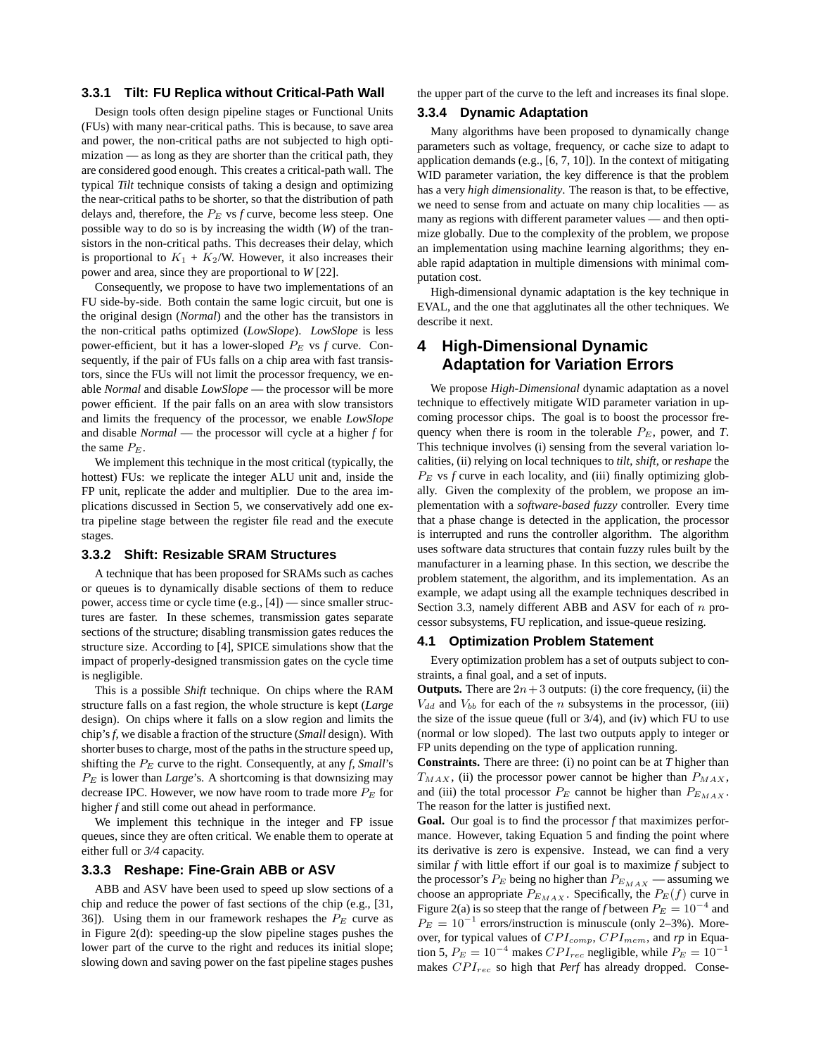#### 3.3.1 Tilt: FU Replica without Critical-Path Wall

Design tools often design pipeline stages or Functional Units (FUs) with many near-critical paths. This is because, to save area and power, the non-critical paths are not subjected to high optimization — as long as they are shorter than the critical path, they are considered good enough. This creates a critical-path wall. The typical *Tilt* technique consists of taking a design and optimizing the near-critical paths to be shorter, so that the distribution of path delays and, therefore, the $P_E$ vs *f* curve, become less steep. One possible way to do so is by increasing the width (*W*) of the transistors in the non-critical paths. This decreases their delay, which is proportional to $K_1$ + $K_2$/W. However, it also increases their power and area, since they are proportional to *W* [22].

Consequently, we propose to have two implementations of an FU side-by-side. Both contain the same logic circuit, but one is the original design (*Normal*) and the other has the transistors in the non-critical paths optimized (*LowSlope*). *LowSlope* is less power-efficient, but it has a lower-sloped $P_E$ vs *f* curve. Consequently, if the pair of FUs falls on a chip area with fast transistors, since the FUs will not limit the processor frequency, we enable *Normal* and disable *LowSlope* — the processor will be more power efficient. If the pair falls on an area with slow transistors and limits the frequency of the processor, we enable *LowSlope* and disable *Normal* — the processor will cycle at a higher *f* for the same $P_E$.

We implement this technique in the most critical (typically, the hottest) FUs: we replicate the integer ALU unit and, inside the FP unit, replicate the adder and multiplier. Due to the area implications discussed in Section 5, we conservatively add one extra pipeline stage between the register file read and the execute stages.

#### 3.3.2 Shift: Resizable SRAM Structures

A technique that has been proposed for SRAMs such as caches or queues is to dynamically disable sections of them to reduce power, access time or cycle time (e.g., [4]) — since smaller structures are faster. In these schemes, transmission gates separate sections of the structure; disabling transmission gates reduces the structure size. According to [4], SPICE simulations show that the impact of properly-designed transmission gates on the cycle time is negligible.

This is a possible *Shift* technique. On chips where the RAM structure falls on a fast region, the whole structure is kept (*Large* design). On chips where it falls on a slow region and limits the chip's *f*, we disable a fraction of the structure (*Small* design). With shorter buses to charge, most of the paths in the structure speed up, shifting the $P_E$ curve to the right. Consequently, at any *f*, *Small*'s $P_E$ is lower than *Large*'s. A shortcoming is that downsizing may decrease IPC. However, we now have room to trade more $P_E$ for higher *f* and still come out ahead in performance.

We implement this technique in the integer and FP issue queues, since they are often critical. We enable them to operate at either full or *3/4* capacity.

#### 3.3.3 Reshape: Fine-Grain ABB or ASV

ABB and ASV have been used to speed up slow sections of a chip and reduce the power of fast sections of the chip (e.g., [31, 36]). Using them in our framework reshapes the $P_E$ curve as in Figure 2(d): speeding-up the slow pipeline stages pushes the lower part of the curve to the right and reduces its initial slope; slowing down and saving power on the fast pipeline stages pushes the upper part of the curve to the left and increases its final slope.

#### 3.3.4 Dynamic Adaptation

Many algorithms have been proposed to dynamically change parameters such as voltage, frequency, or cache size to adapt to application demands (e.g., [6, 7, 10]). In the context of mitigating WID parameter variation, the key difference is that the problem has a very *high dimensionality*. The reason is that, to be effective, we need to sense from and actuate on many chip localities — as many as regions with different parameter values — and then optimize globally. Due to the complexity of the problem, we propose an implementation using machine learning algorithms; they enable rapid adaptation in multiple dimensions with minimal computation cost.

High-dimensional dynamic adaptation is the key technique in EVAL, and the one that agglutinates all the other techniques. We describe it next.

## 4 High-Dimensional Dynamic Adaptation for Variation Errors

We propose *High-Dimensional* dynamic adaptation as a novel technique to effectively mitigate WID parameter variation in upcoming processor chips. The goal is to boost the processor frequency when there is room in the tolerable $P_E$, power, and *T*. This technique involves (i) sensing from the several variation localities, (ii) relying on local techniques to *tilt*, *shift*, or *reshape* the $P_E$ vs *f* curve in each locality, and (iii) finally optimizing globally. Given the complexity of the problem, we propose an implementation with a *software-based fuzzy* controller. Every time that a phase change is detected in the application, the processor is interrupted and runs the controller algorithm. The algorithm uses software data structures that contain fuzzy rules built by the manufacturer in a learning phase. In this section, we describe the problem statement, the algorithm, and its implementation. As an example, we adapt using all the example techniques described in Section 3.3, namely different ABB and ASV for each of $n$ processor subsystems, FU replication, and issue-queue resizing.

### 4.1 Optimization Problem Statement

Every optimization problem has a set of outputs subject to constraints, a final goal, and a set of inputs.

**Outputs.** There are $2n+3$ outputs: (i) the core frequency, (ii) the $V_{dd}$ and $V_{bb}$ for each of the $n$ subsystems in the processor, (iii) the size of the issue queue (full or 3/4), and (iv) which FU to use (normal or low sloped). The last two outputs apply to integer or FP units depending on the type of application running.

**Constraints.** There are three: (i) no point can be at *T* higher than $T_{MAX}$, (ii) the processor power cannot be higher than $P_{MAX}$, and (iii) the total processor $P_E$ cannot be higher than $P_{E_{MAX}}$. The reason for the latter is justified next.

**Goal.** Our goal is to find the processor *f* that maximizes performance. However, taking Equation 5 and finding the point where its derivative is zero is expensive. Instead, we can find a very similar *f* with little effort if our goal is to maximize *f* subject to the processor's $P_E$ being no higher than $P_{E_{MAX}}$ — assuming we choose an appropriate $P_{E_{MAX}}$. Specifically, the $P_E(f)$ curve in Figure 2(a) is so steep that the range of *f* between $P_E = 10^{-4}$ and $P_E = 10^{-1}$ errors/instruction is minuscule (only 2–3%). Moreover, for typical values of $CPI_{comp}$, $CPI_{mem}$, and *rp* in Equation 5, $P_E = 10^{-4}$ makes $CPI_{rec}$ negligible, while $P_E = 10^{-1}$ makes $CPI_{rec}$ so high that *Perf* has already dropped. Conse-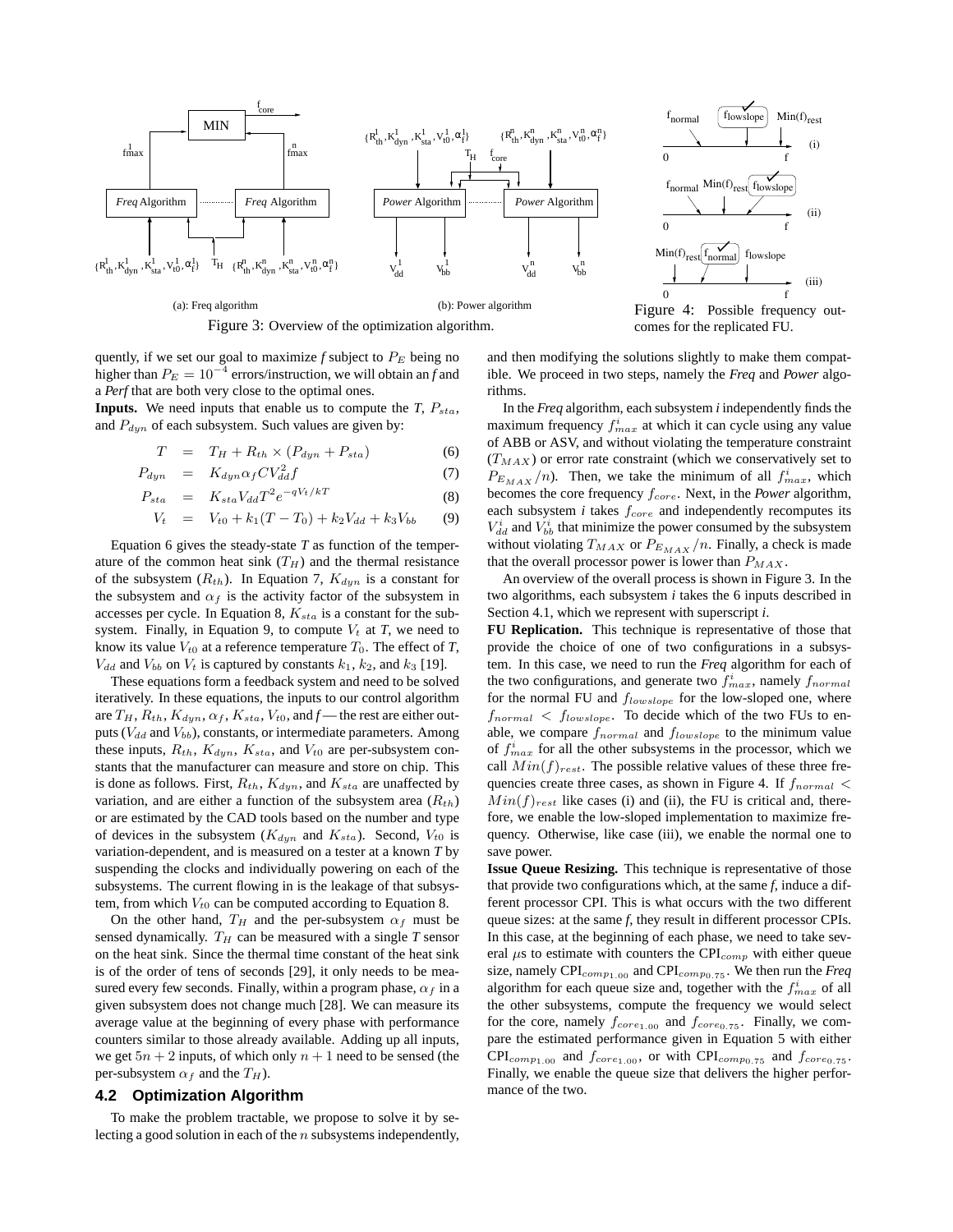Figure 3: Overview of the optimization algorithm.

(a): Freq algorithm

(b): Power algorithm

Figure 4: Possible frequency outcomes for the replicated FU.

quently, if we set our goal to maximize *f* subject to $P_E$ being no higher than $P_E = 10^{-4}$ errors/instruction, we will obtain an *f* and a *Perf* that are both very close to the optimal ones.

**Inputs.** We need inputs that enable us to compute the *T*, $P_{sta}$, and $P_{dyn}$ of each subsystem. Such values are given by:

$$T = T_H + R_{th} \times (P_{dyn} + P_{sta}) \quad (6)$$

$$P_{dyn} = K_{dyn} \alpha_f C V_{dd}^2 f \quad (7)$$

$$P_{sta} = K_{sta} V_{dd} T^2 e^{-qV_t/kT} \quad (8)$$

$$V_t = V_{t0} + k_1(T - T_0) + k_2 V_{dd} + k_3 V_{bb} \quad (9)$$

Equation 6 gives the steady-state *T* as function of the temperature of the common heat sink ($T_H$) and the thermal resistance of the subsystem ($R_{th}$). In Equation 7, $K_{dyn}$ is a constant for the subsystem and $\alpha_f$ is the activity factor of the subsystem in accesses per cycle. In Equation 8, $K_{sta}$ is a constant for the subsystem. Finally, in Equation 9, to compute $V_t$ at *T*, we need to know its value $V_{t0}$ at a reference temperature $T_0$. The effect of *T*, $V_{dd}$ and $V_{bb}$ on $V_t$ is captured by constants $k_1$, $k_2$, and $k_3$ [19].

These equations form a feedback system and need to be solved iteratively. In these equations, the inputs to our control algorithm are $T_H$, $R_{th}$, $K_{dyn}$, $\alpha_f$, $K_{sta}$, $V_{t0}$, and *f* — the rest are either outputs ($V_{dd}$ and $V_{bb}$), constants, or intermediate parameters. Among these inputs, $R_{th}$, $K_{dyn}$, $K_{sta}$, and $V_{t0}$ are per-subsystem constants that the manufacturer can measure and store on chip. This is done as follows. First, $R_{th}$, $K_{dyn}$, and $K_{sta}$ are unaffected by variation, and are either a function of the subsystem area ($R_{th}$) or are estimated by the CAD tools based on the number and type of devices in the subsystem ($K_{dyn}$ and $K_{sta}$). Second, $V_{t0}$ is variation-dependent, and is measured on a tester at a known *T* by suspending the clocks and individually powering on each of the subsystems. The current flowing in is the leakage of that subsystem, from which $V_{t0}$ can be computed according to Equation 8.

On the other hand, $T_H$ and the per-subsystem $\alpha_f$ must be sensed dynamically. $T_H$ can be measured with a single *T* sensor on the heat sink. Since the thermal time constant of the heat sink is of the order of tens of seconds [29], it only needs to be measured every few seconds. Finally, within a program phase, $\alpha_f$ in a given subsystem does not change much [28]. We can measure its average value at the beginning of every phase with performance counters similar to those already available. Adding up all inputs, we get $5n + 2$ inputs, of which only $n + 1$ need to be sensed (the per-subsystem $\alpha_f$ and the $T_H$).

## 4.2 Optimization Algorithm

To make the problem tractable, we propose to solve it by selecting a good solution in each of the $n$ subsystems independently, and then modifying the solutions slightly to make them compatible. We proceed in two steps, namely the *Freq* and *Power* algorithms.

In the *Freq* algorithm, each subsystem *i* independently finds the maximum frequency $f_{max}^i$ at which it can cycle using any value of ABB or ASV, and without violating the temperature constraint ($T_{MAX}$) or error rate constraint (which we conservatively set to $P_{E_{MAX}}/n$). Then, we take the minimum of all $f_{max}^i$, which becomes the core frequency $f_{core}$. Next, in the *Power* algorithm, each subsystem *i* takes $f_{core}$ and independently recomputes its $V_{dd}^i$ and $V_{bb}^i$ that minimize the power consumed by the subsystem without violating $T_{MAX}$ or $P_{E_{MAX}}/n$. Finally, a check is made that the overall processor power is lower than $P_{MAX}$.

An overview of the overall process is shown in Figure 3. In the two algorithms, each subsystem *i* takes the 6 inputs described in Section 4.1, which we represent with superscript *i*.

**FU Replication.** This technique is representative of those that provide the choice of one of two configurations in a subsystem. In this case, we need to run the *Freq* algorithm for each of the two configurations, and generate two $f_{max}^i$, namely $f_{normal}$ for the normal FU and $f_{lowslope}$ for the low-sloped one, where $f_{normal} < f_{lowslope}$. To decide which of the two FUs to enable, we compare $f_{normal}$ and $f_{lowslope}$ to the minimum value of $f_{max}^i$ for all the other subsystems in the processor, which we call $Min(f)_{rest}$. The possible relative values of these three frequencies create three cases, as shown in Figure 4. If $f_{normal} < Min(f)_{rest}$ like cases (i) and (ii), the FU is critical and, therefore, we enable the low-sloped implementation to maximize frequency. Otherwise, like case (iii), we enable the normal one to save power.

**Issue Queue Resizing.** This technique is representative of those that provide two configurations which, at the same *f*, induce a different processor CPI. This is what occurs with the two different queue sizes: at the same *f*, they result in different processor CPIs. In this case, at the beginning of each phase, we need to take several $\mu$s to estimate with counters the $\text{CPI}_{comp}$ with either queue size, namely $\text{CPI}_{comp_{1.00}}$ and $\text{CPI}_{comp_{0.75}}$. We then run the *Freq* algorithm for each queue size and, together with the $f_{max}^i$ of all the other subsystems, compute the frequency we would select for the core, namely $f_{core_{1.00}}$ and $f_{core_{0.75}}$. Finally, we compare the estimated performance given in Equation 5 with either $\text{CPI}_{comp_{1.00}}$ and $f_{core_{1.00}}$, or with $\text{CPI}_{comp_{0.75}}$ and $f_{core_{0.75}}$. Finally, we enable the queue size that delivers the higher performance of the two.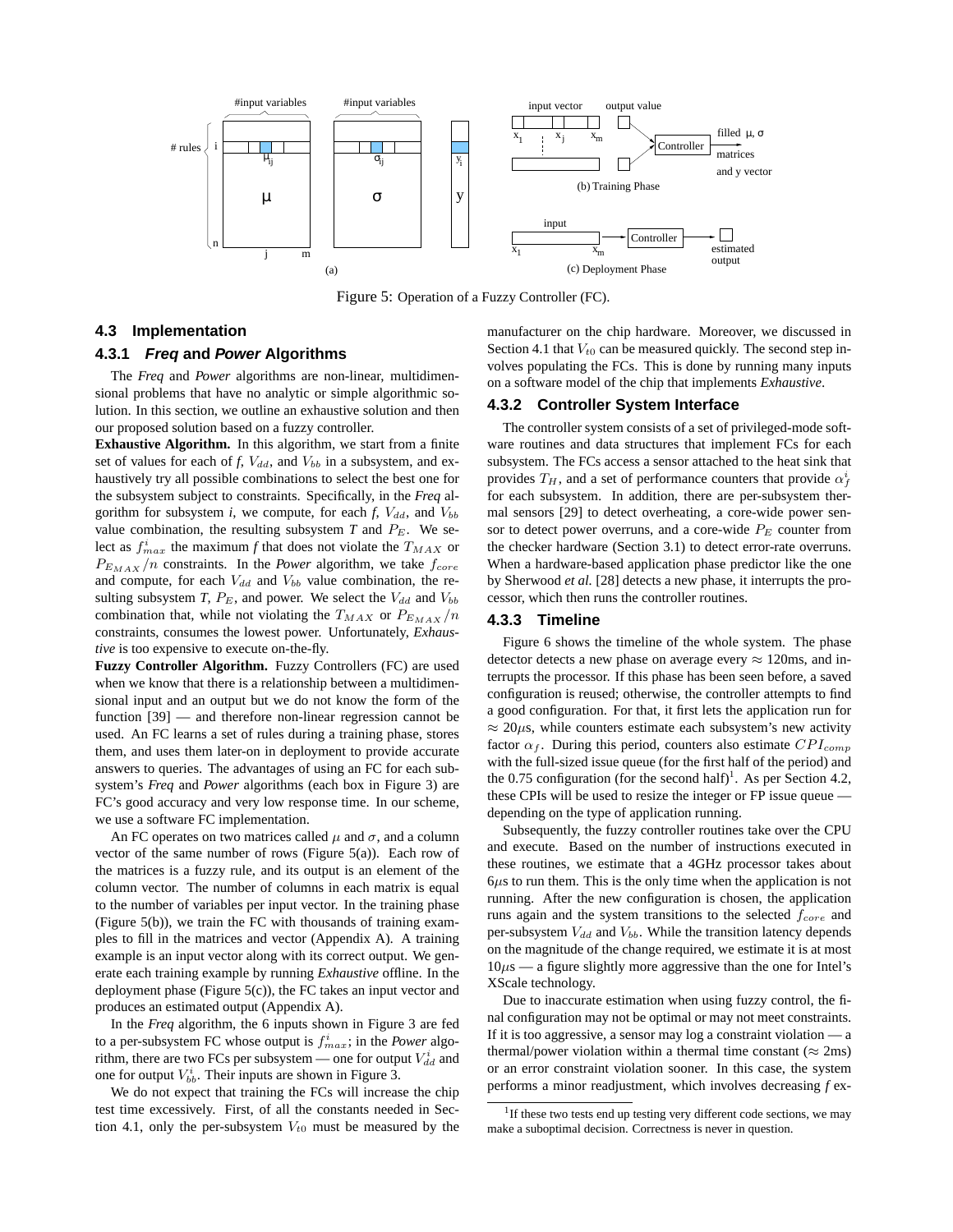Figure 5: Operation of a Fuzzy Controller (FC).

### 4.3 Implementation

#### 4.3.1 *Freq* and *Power* Algorithms

The *Freq* and *Power* algorithms are non-linear, multidimensional problems that have no analytic or simple algorithmic solution. In this section, we outline an exhaustive solution and then our proposed solution based on a fuzzy controller.

**Exhaustive Algorithm.** In this algorithm, we start from a finite set of values for each of *f*, $V_{dd}$, and $V_{bb}$ in a subsystem, and exhaustively try all possible combinations to select the best one for the subsystem subject to constraints. Specifically, in the *Freq* algorithm for subsystem *i*, we compute, for each *f*, $V_{dd}$, and $V_{bb}$ value combination, the resulting subsystem *T* and $P_E$. We select as $f^i_{max}$ the maximum *f* that does not violate the $T_{MAX}$ or $P_{E_{MAX}}/n$ constraints. In the *Power* algorithm, we take $f_{core}$ and compute, for each $V_{dd}$ and $V_{bb}$ value combination, the resulting subsystem *T*, $P_E$, and power. We select the $V_{dd}$ and $V_{bb}$ combination that, while not violating the $T_{MAX}$ or $P_{E_{MAX}}/n$ constraints, consumes the lowest power. Unfortunately, *Exhaustive* is too expensive to execute on-the-fly.

**Fuzzy Controller Algorithm.** Fuzzy Controllers (FC) are used when we know that there is a relationship between a multidimensional input and an output but we do not know the form of the function [39] — and therefore non-linear regression cannot be used. An FC learns a set of rules during a training phase, stores them, and uses them later-on in deployment to provide accurate answers to queries. The advantages of using an FC for each subsystem's *Freq* and *Power* algorithms (each box in Figure 3) are FC's good accuracy and very low response time. In our scheme, we use a software FC implementation.

An FC operates on two matrices called $\mu$ and $\sigma$, and a column vector of the same number of rows (Figure 5(a)). Each row of the matrices is a fuzzy rule, and its output is an element of the column vector. The number of columns in each matrix is equal to the number of variables per input vector. In the training phase (Figure 5(b)), we train the FC with thousands of training examples to fill in the matrices and vector (Appendix A). A training example is an input vector along with its correct output. We generate each training example by running *Exhaustive* offline. In the deployment phase (Figure 5(c)), the FC takes an input vector and produces an estimated output (Appendix A).

In the *Freq* algorithm, the 6 inputs shown in Figure 3 are fed to a per-subsystem FC whose output is $f^i_{max}$; in the *Power* algorithm, there are two FCs per subsystem — one for output $V^i_{dd}$ and one for output $V^i_{bb}$. Their inputs are shown in Figure 3.

We do not expect that training the FCs will increase the chip test time excessively. First, of all the constants needed in Section 4.1, only the per-subsystem $V_{t0}$ must be measured by the manufacturer on the chip hardware. Moreover, we discussed in Section 4.1 that $V_{t0}$ can be measured quickly. The second step involves populating the FCs. This is done by running many inputs on a software model of the chip that implements *Exhaustive*.

#### 4.3.2 Controller System Interface

The controller system consists of a set of privileged-mode software routines and data structures that implement FCs for each subsystem. The FCs access a sensor attached to the heat sink that provides $T_H$, and a set of performance counters that provide $\alpha^i_f$ for each subsystem. In addition, there are per-subsystem thermal sensors [29] to detect overheating, a core-wide power sensor to detect power overruns, and a core-wide $P_E$ counter from the checker hardware (Section 3.1) to detect error-rate overruns. When a hardware-based application phase predictor like the one by Sherwood *et al.* [28] detects a new phase, it interrupts the processor, which then runs the controller routines.

#### 4.3.3 Timeline

Figure 6 shows the timeline of the whole system. The phase detector detects a new phase on average every ≈ 120ms, and interrupts the processor. If this phase has been seen before, a saved configuration is reused; otherwise, the controller attempts to find a good configuration. For that, it first lets the application run for ≈ 20$\mu$s, while counters estimate each subsystem's new activity factor $\alpha_f$. During this period, counters also estimate $CPI_{comp}$ with the full-sized issue queue (for the first half of the period) and the 0.75 configuration (for the second half)[1]. As per Section 4.2, these CPIs will be used to resize the integer or FP issue queue — depending on the type of application running.

Subsequently, the fuzzy controller routines take over the CPU and execute. Based on the number of instructions executed in these routines, we estimate that a 4GHz processor takes about 6$\mu$s to run them. This is the only time when the application is not running. After the new configuration is chosen, the application runs again and the system transitions to the selected $f_{core}$ and per-subsystem $V_{dd}$ and $V_{bb}$. While the transition latency depends on the magnitude of the change required, we estimate it is at most 10$\mu$s — a figure slightly more aggressive than the one for Intel's XScale technology.

Due to inaccurate estimation when using fuzzy control, the final configuration may not be optimal or may not meet constraints. If it is too aggressive, a sensor may log a constraint violation — a thermal/power violation within a thermal time constant (≈ 2ms) or an error constraint violation sooner. In this case, the system performs a minor readjustment, which involves decreasing *f* ex-

[1] If these two tests end up testing very different code sections, we may make a suboptimal decision. Correctness is never in question.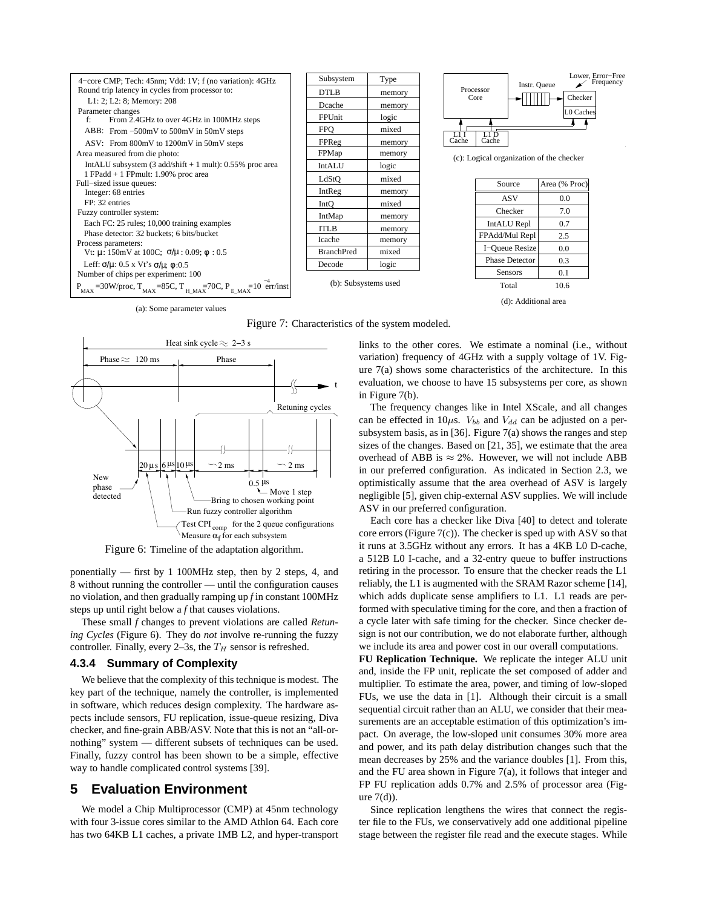(a): Some parameter values

4−core CMP; Tech: 45nm; Vdd: 1V; f (no variation): 4GHz
Round trip latency in cycles from processor to:
L1: 2; L2: 8; Memory: 208
Parameter changes
f: From 2.4GHz to over 4GHz in 100MHz steps
ABB: From −500mV to 500mV in 50mV steps
ASV: From 800mV to 1200mV in 50mV steps
Area measured from die photo:
IntALU subsystem (3 add/shift + 1 mult): 0.55% proc area
1 FPadd + 1 FPmult: 1.90% proc area
Full−sized issue queues:
Integer: 68 entries
FP: 32 entries
Fuzzy controller system:
Each FC: 25 rules; 10,000 training examples
Phase detector: 32 buckets; 6 bits/bucket
Process parameters:
Vt: μ: 150mV at 100C; σ/μ : 0.09; φ : 0.5
Leff: σ/μ: 0.5 x Vt's σ/μ; φ:0.5
Number of chips per experiment: 100
$P_{MAX}$=30W/proc, $T_{MAX}$=85C, $T_{H\_MAX}$=70C, $P_{E\_MAX}$=$10^{-4}$ err/inst

(b): Subsystems used

| Subsystem | Type |
|---|---|
| DTLB | memory |
| Dcache | memory |
| FPUnit | logic |
| FPQ | mixed |
| FPReg | memory |
| FPMap | memory |
| IntALU | logic |
| LdStQ | mixed |
| IntReg | memory |
| IntQ | mixed |
| IntMap | memory |
| ITLB | memory |
| Icache | memory |
| BranchPred | mixed |
| Decode | logic |

(c): Logical organization of the checker

(d): Additional area

| Source | Area (% Proc) |
|---|---|
| ASV | 0.0 |
| Checker | 7.0 |
| IntALU Repl | 0.7 |
| FPAdd/Mul Repl | 2.5 |
| I−Queue Resize | 0.0 |
| Phase Detector | 0.3 |
| Sensors | 0.1 |
| Total | 10.6 |

Figure 7: Characteristics of the system modeled.

Figure 6: Timeline of the adaptation algorithm.

ponentially — first by 1 100MHz step, then by 2 steps, 4, and 8 without running the controller — until the configuration causes no violation, and then gradually ramping up *f* in constant 100MHz steps up until right below a *f* that causes violations.

These small *f* changes to prevent violations are called *Retuning Cycles* (Figure 6). They do *not* involve re-running the fuzzy controller. Finally, every 2–3s, the $T_H$ sensor is refreshed.

#### 4.3.4 Summary of Complexity

We believe that the complexity of this technique is modest. The key part of the technique, namely the controller, is implemented in software, which reduces design complexity. The hardware aspects include sensors, FU replication, issue-queue resizing, Diva checker, and fine-grain ABB/ASV. Note that this is not an "all-or-nothing" system — different subsets of techniques can be used. Finally, fuzzy control has been shown to be a simple, effective way to handle complicated control systems [39].

## 5 Evaluation Environment

We model a Chip Multiprocessor (CMP) at 45nm technology with four 3-issue cores similar to the AMD Athlon 64. Each core has two 64KB L1 caches, a private 1MB L2, and hyper-transport links to the other cores. We estimate a nominal (i.e., without variation) frequency of 4GHz with a supply voltage of 1V. Figure 7(a) shows some characteristics of the architecture. In this evaluation, we choose to have 15 subsystems per core, as shown in Figure 7(b).

The frequency changes like in Intel XScale, and all changes can be effected in 10$\mu$s. $V_{bb}$ and $V_{dd}$ can be adjusted on a per-subsystem basis, as in [36]. Figure 7(a) shows the ranges and step sizes of the changes. Based on [21, 35], we estimate that the area overhead of ABB is $\approx$ 2%. However, we will not include ABB in our preferred configuration. As indicated in Section 2.3, we optimistically assume that the area overhead of ASV is largely negligible [5], given chip-external ASV supplies. We will include ASV in our preferred configuration.

Each core has a checker like Diva [40] to detect and tolerate core errors (Figure 7(c)). The checker is sped up with ASV so that it runs at 3.5GHz without any errors. It has a 4KB L0 D-cache, a 512B L0 I-cache, and a 32-entry queue to buffer instructions retiring in the processor. To ensure that the checker reads the L1 reliably, the L1 is augmented with the SRAM Razor scheme [14], which adds duplicate sense amplifiers to L1. L1 reads are performed with speculative timing for the core, and then a fraction of a cycle later with safe timing for the checker. Since checker design is not our contribution, we do not elaborate further, although we include its area and power cost in our overall computations.

**FU Replication Technique.** We replicate the integer ALU unit and, inside the FP unit, replicate the set composed of adder and multiplier. To estimate the area, power, and timing of low-sloped FUs, we use the data in [1]. Although their circuit is a small sequential circuit rather than an ALU, we consider that their measurements are an acceptable estimation of this optimization's impact. On average, the low-sloped unit consumes 30% more area and power, and its path delay distribution changes such that the mean decreases by 25% and the variance doubles [1]. From this, and the FU area shown in Figure 7(a), it follows that integer and FP FU replication adds 0.7% and 2.5% of processor area (Figure 7(d)).

Since replication lengthens the wires that connect the register file to the FUs, we conservatively add one additional pipeline stage between the register file read and the execute stages. While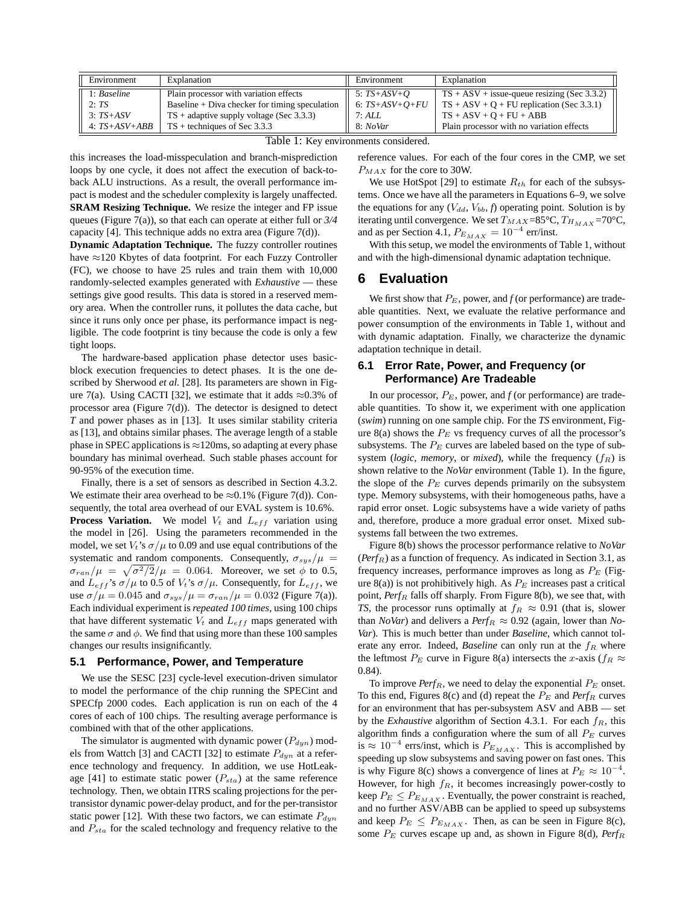| Environment | Explanation | Environment | Explanation |
|---|---|---|---|
| 1: *Baseline* | Plain processor with variation effects | 5: *TS+ASV+Q* | TS + ASV + issue-queue resizing (Sec 3.3.2) |
| 2: *TS* | Baseline + Diva checker for timing speculation | 6: *TS+ASV+Q+FU* | TS + ASV + Q + FU replication (Sec 3.3.1) |
| 3: *TS+ASV* | TS + adaptive supply voltage (Sec 3.3.3) | 7: *ALL* | TS + ASV + Q + FU + ABB |
| 4: *TS+ASV+ABB* | TS + techniques of Sec 3.3.3 | 8: *NoVar* | Plain processor with no variation effects |

Table 1: Key environments considered.

this increases the load-misspeculation and branch-misprediction loops by one cycle, it does not affect the execution of back-to-back ALU instructions. As a result, the overall performance impact is modest and the scheduler complexity is largely unaffected.

**SRAM Resizing Technique.** We resize the integer and FP issue queues (Figure 7(a)), so that each can operate at either full or *3/4* capacity [4]. This technique adds no extra area (Figure 7(d)).

**Dynamic Adaptation Technique.** The fuzzy controller routines have ≈120 Kbytes of data footprint. For each Fuzzy Controller (FC), we choose to have 25 rules and train them with 10,000 randomly-selected examples generated with *Exhaustive* — these settings give good results. This data is stored in a reserved memory area. When the controller runs, it pollutes the data cache, but since it runs only once per phase, its performance impact is negligible. The code footprint is tiny because the code is only a few tight loops.

The hardware-based application phase detector uses basic-block execution frequencies to detect phases. It is the one described by Sherwood *et al.* [28]. Its parameters are shown in Figure 7(a). Using CACTI [32], we estimate that it adds ≈0.3% of processor area (Figure 7(d)). The detector is designed to detect *T* and power phases as in [13]. It uses similar stability criteria as [13], and obtains similar phases. The average length of a stable phase in SPEC applications is ≈120ms, so adapting at every phase boundary has minimal overhead. Such stable phases account for 90-95% of the execution time.

Finally, there is a set of sensors as described in Section 4.3.2. We estimate their area overhead to be ≈0.1% (Figure 7(d)). Consequently, the total area overhead of our EVAL system is 10.6%.

**Process Variation.** We model $V_t$ and $L_{eff}$ variation using the model in [26]. Using the parameters recommended in the model, we set $V_t$'s $\sigma/\mu$ to 0.09 and use equal contributions of the systematic and random components. Consequently, $\sigma_{sys}/\mu = \sigma_{ran}/\mu = \sqrt{\sigma^2/2}/\mu = 0.064$. Moreover, we set $\phi$ to 0.5, and $L_{eff}$'s $\sigma/\mu$ to 0.5 of $V_t$'s $\sigma/\mu$. Consequently, for $L_{eff}$, we use $\sigma/\mu = 0.045$ and $\sigma_{sys}/\mu = \sigma_{ran}/\mu = 0.032$ (Figure 7(a)). Each individual experiment is *repeated 100 times*, using 100 chips that have different systematic $V_t$ and $L_{eff}$ maps generated with the same $\sigma$ and $\phi$. We find that using more than these 100 samples changes our results insignificantly.

### 5.1 Performance, Power, and Temperature

We use the SESC [23] cycle-level execution-driven simulator to model the performance of the chip running the SPECint and SPECfp 2000 codes. Each application is run on each of the 4 cores of each of 100 chips. The resulting average performance is combined with that of the other applications.

The simulator is augmented with dynamic power ($P_{dyn}$) models from Wattch [3] and CACTI [32] to estimate $P_{dyn}$ at a reference technology and frequency. In addition, we use HotLeakage [41] to estimate static power ($P_{sta}$) at the same reference technology. Then, we obtain ITRS scaling projections for the per-transistor dynamic power-delay product, and for the per-transistor static power [12]. With these two factors, we can estimate $P_{dyn}$ and $P_{sta}$ for the scaled technology and frequency relative to the reference values. For each of the four cores in the CMP, we set $P_{MAX}$ for the core to 30W.

We use HotSpot [29] to estimate $R_{th}$ for each of the subsystems. Once we have all the parameters in Equations 6–9, we solve the equations for any ($V_{dd}$, $V_{bb}$, *f*) operating point. Solution is by iterating until convergence. We set $T_{MAX}$=85°C, $T_{H_{MAX}}$=70°C, and as per Section 4.1, $P_{E_{MAX}} = 10^{-4}$ err/inst.

With this setup, we model the environments of Table 1, without and with the high-dimensional dynamic adaptation technique.

## 6 Evaluation

We first show that $P_E$, power, and *f* (or performance) are tradeable quantities. Next, we evaluate the relative performance and power consumption of the environments in Table 1, without and with dynamic adaptation. Finally, we characterize the dynamic adaptation technique in detail.

### 6.1 Error Rate, Power, and Frequency (or Performance) Are Tradeable

In our processor, $P_E$, power, and *f* (or performance) are tradeable quantities. To show it, we experiment with one application (*swim*) running on one sample chip. For the *TS* environment, Figure 8(a) shows the $P_E$ vs frequency curves of all the processor's subsystems. The $P_E$ curves are labeled based on the type of subsystem (*logic*, *memory*, or *mixed*), while the frequency ($f_R$) is shown relative to the *NoVar* environment (Table 1). In the figure, the slope of the $P_E$ curves depends primarily on the subsystem type. Memory subsystems, with their homogeneous paths, have a rapid error onset. Logic subsystems have a wide variety of paths and, therefore, produce a more gradual error onset. Mixed subsystems fall between the two extremes.

Figure 8(b) shows the processor performance relative to *NoVar* (*Perf*$_R$) as a function of frequency. As indicated in Section 3.1, as frequency increases, performance improves as long as $P_E$ (Figure 8(a)) is not prohibitively high. As $P_E$ increases past a critical point, *Perf*$_R$ falls off sharply. From Figure 8(b), we see that, with *TS*, the processor runs optimally at $f_R \approx 0.91$ (that is, slower than *NoVar*) and delivers a *Perf*$_R$ ≈ 0.92 (again, lower than *NoVar*). This is much better than under *Baseline*, which cannot tolerate any error. Indeed, *Baseline* can only run at the $f_R$ where the leftmost $P_E$ curve in Figure 8(a) intersects the $x$-axis ($f_R \approx$ 0.84).

To improve *Perf*$_R$, we need to delay the exponential $P_E$ onset. To this end, Figures 8(c) and (d) repeat the $P_E$ and *Perf*$_R$ curves for an environment that has per-subsystem ASV and ABB — set by the *Exhaustive* algorithm of Section 4.3.1. For each $f_R$, this algorithm finds a configuration where the sum of all $P_E$ curves is $\approx 10^{-4}$ errs/inst, which is $P_{E_{MAX}}$. This is accomplished by speeding up slow subsystems and saving power on fast ones. This is why Figure 8(c) shows a convergence of lines at $P_E \approx 10^{-4}$. However, for high $f_R$, it becomes increasingly power-costly to keep $P_E \leq P_{E_{MAX}}$. Eventually, the power constraint is reached, and no further ASV/ABB can be applied to speed up subsystems and keep $P_E \leq P_{E_{MAX}}$. Then, as can be seen in Figure 8(c), some $P_E$ curves escape up and, as shown in Figure 8(d), *Perf*$_R$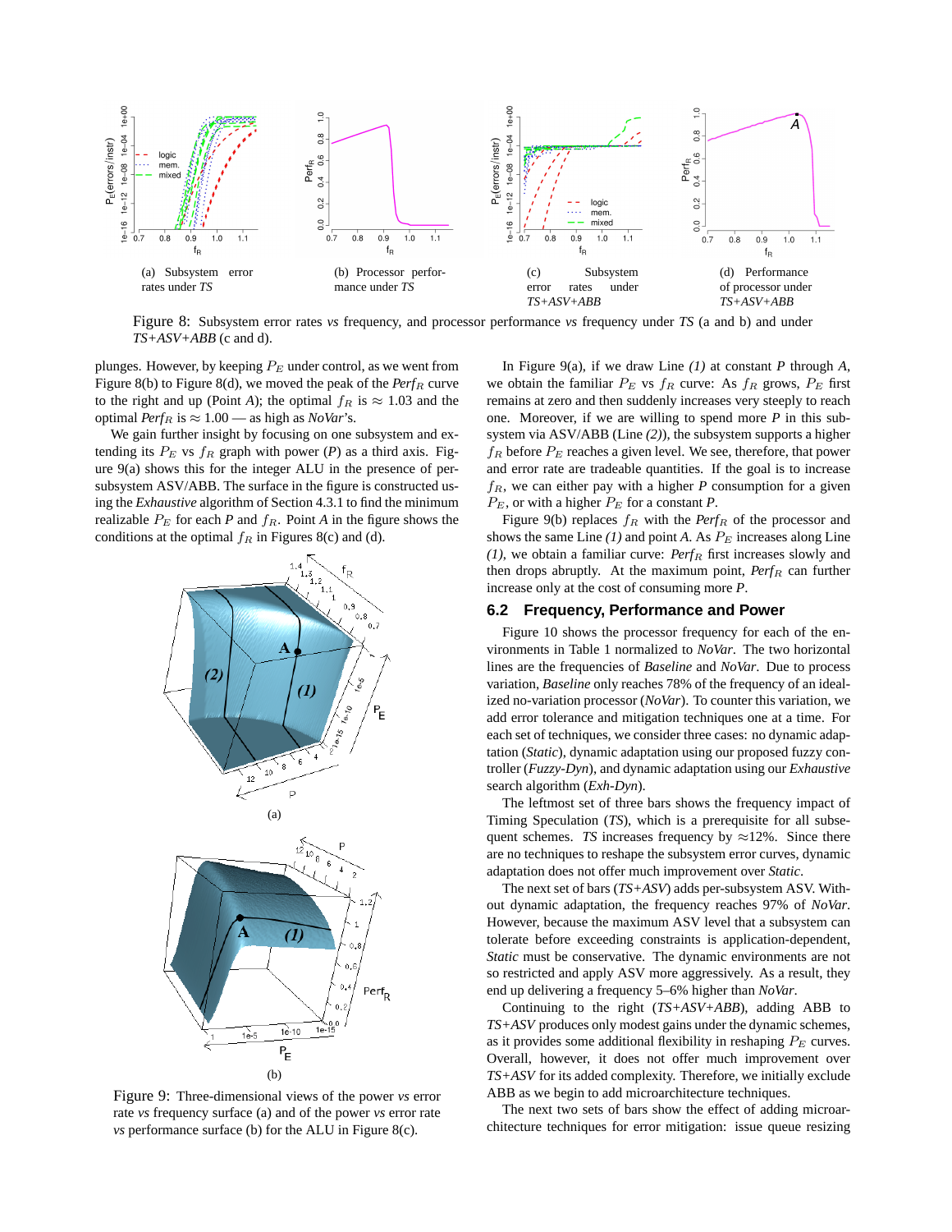(a) Subsystem error rates under *TS*

(b) Processor performance under *TS*

(c) Subsystem error rates under *TS+ASV+ABB*

(d) Performance of processor under *TS+ASV+ABB*

Figure 8: Subsystem error rates *vs* frequency, and processor performance *vs* frequency under *TS* (a and b) and under *TS+ASV+ABB* (c and d).

plunges. However, by keeping $P_E$ under control, as we went from Figure 8(b) to Figure 8(d), we moved the peak of the *Perf*$_R$ curve to the right and up (Point *A*); the optimal $f_R$ is $\approx 1.03$ and the optimal *Perf*$_R$ is $\approx 1.00$ — as high as *NoVar*'s.

We gain further insight by focusing on one subsystem and extending its $P_E$ vs $f_R$ graph with power (*P*) as a third axis. Figure 9(a) shows this for the integer ALU in the presence of per-subsystem ASV/ABB. The surface in the figure is constructed using the *Exhaustive* algorithm of Section 4.3.1 to find the minimum realizable $P_E$ for each *P* and $f_R$. Point *A* in the figure shows the conditions at the optimal $f_R$ in Figures 8(c) and (d).

(a)

(b)

Figure 9: Three-dimensional views of the power *vs* error rate *vs* frequency surface (a) and of the power *vs* error rate *vs* performance surface (b) for the ALU in Figure 8(c).

In Figure 9(a), if we draw Line *(1)* at constant *P* through *A*, we obtain the familiar $P_E$ vs $f_R$ curve: As $f_R$ grows, $P_E$ first remains at zero and then suddenly increases very steeply to reach one. Moreover, if we are willing to spend more *P* in this subsystem via ASV/ABB (Line *(2)*), the subsystem supports a higher $f_R$ before $P_E$ reaches a given level. We see, therefore, that power and error rate are tradeable quantities. If the goal is to increase $f_R$, we can either pay with a higher *P* consumption for a given $P_E$, or with a higher $P_E$ for a constant *P*.

Figure 9(b) replaces $f_R$ with the *Perf*$_R$ of the processor and shows the same Line *(1)* and point *A*. As $P_E$ increases along Line *(1)*, we obtain a familiar curve: *Perf*$_R$ first increases slowly and then drops abruptly. At the maximum point, *Perf*$_R$ can further increase only at the cost of consuming more *P*.

### 6.2 Frequency, Performance and Power

Figure 10 shows the processor frequency for each of the environments in Table 1 normalized to *NoVar*. The two horizontal lines are the frequencies of *Baseline* and *NoVar*. Due to process variation, *Baseline* only reaches 78% of the frequency of an idealized no-variation processor (*NoVar*). To counter this variation, we add error tolerance and mitigation techniques one at a time. For each set of techniques, we consider three cases: no dynamic adaptation (*Static*), dynamic adaptation using our proposed fuzzy controller (*Fuzzy-Dyn*), and dynamic adaptation using our *Exhaustive* search algorithm (*Exh-Dyn*).

The leftmost set of three bars shows the frequency impact of Timing Speculation (*TS*), which is a prerequisite for all subsequent schemes. *TS* increases frequency by ≈12%. Since there are no techniques to reshape the subsystem error curves, dynamic adaptation does not offer much improvement over *Static*.

The next set of bars (*TS+ASV*) adds per-subsystem ASV. Without dynamic adaptation, the frequency reaches 97% of *NoVar*. However, because the maximum ASV level that a subsystem can tolerate before exceeding constraints is application-dependent, *Static* must be conservative. The dynamic environments are not so restricted and apply ASV more aggressively. As a result, they end up delivering a frequency 5–6% higher than *NoVar*.

Continuing to the right (*TS+ASV+ABB*), adding ABB to *TS+ASV* produces only modest gains under the dynamic schemes, as it provides some additional flexibility in reshaping $P_E$ curves. Overall, however, it does not offer much improvement over *TS+ASV* for its added complexity. Therefore, we initially exclude ABB as we begin to add microarchitecture techniques.

The next two sets of bars show the effect of adding microarchitecture techniques for error mitigation: issue queue resizing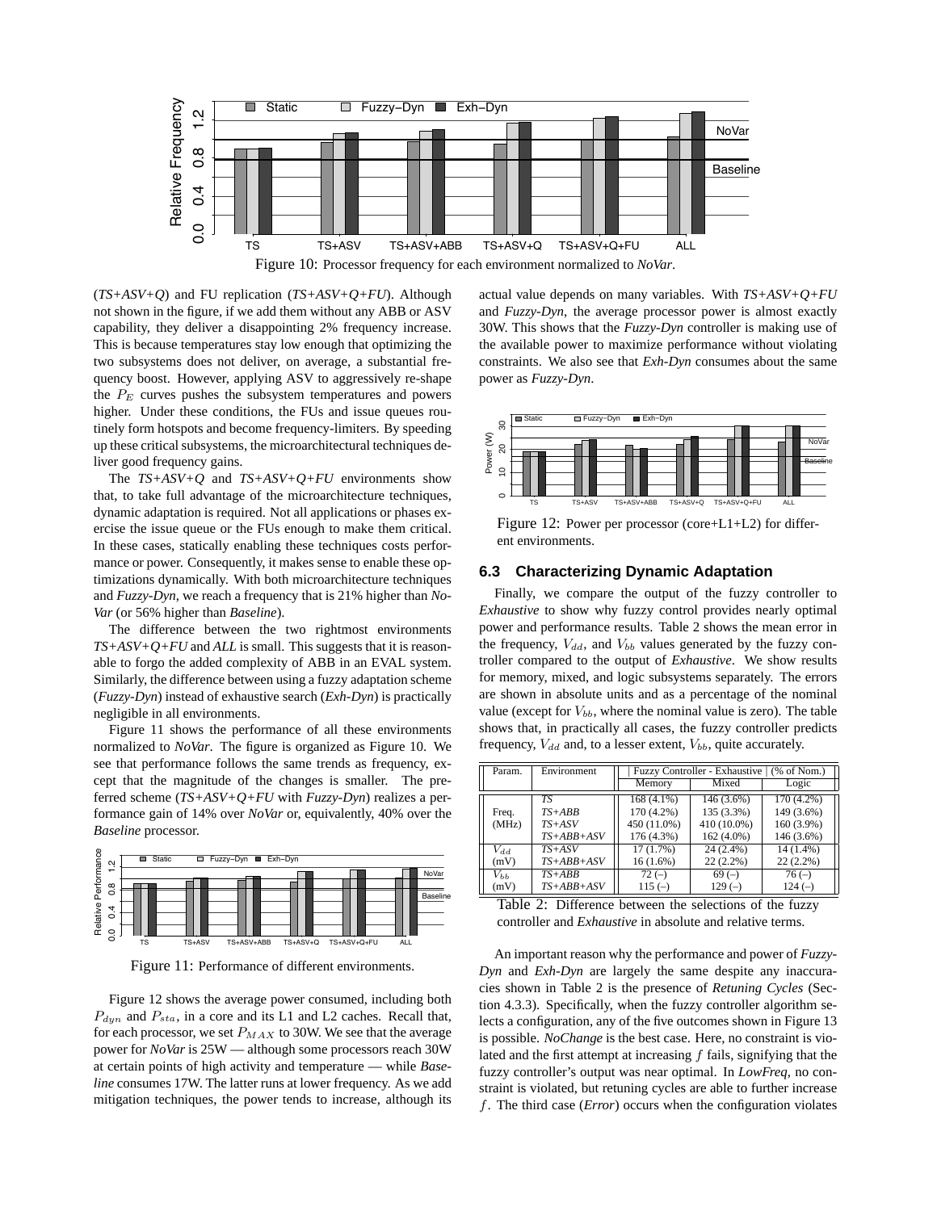Figure 10: Processor frequency for each environment normalized to *NoVar*.

(*TS+ASV+Q*) and FU replication (*TS+ASV+Q+FU*). Although not shown in the figure, if we add them without any ABB or ASV capability, they deliver a disappointing 2% frequency increase. This is because temperatures stay low enough that optimizing the two subsystems does not deliver, on average, a substantial frequency boost. However, applying ASV to aggressively re-shape the $P_E$ curves pushes the subsystem temperatures and powers higher. Under these conditions, the FUs and issue queues routinely form hotspots and become frequency-limiters. By speeding up these critical subsystems, the microarchitectural techniques deliver good frequency gains.

The *TS+ASV+Q* and *TS+ASV+Q+FU* environments show that, to take full advantage of the microarchitecture techniques, dynamic adaptation is required. Not all applications or phases exercise the issue queue or the FUs enough to make them critical. In these cases, statically enabling these techniques costs performance or power. Consequently, it makes sense to enable these optimizations dynamically. With both microarchitecture techniques and *Fuzzy-Dyn*, we reach a frequency that is 21% higher than *NoVar* (or 56% higher than *Baseline*).

The difference between the two rightmost environments *TS+ASV+Q+FU* and *ALL* is small. This suggests that it is reasonable to forgo the added complexity of ABB in an EVAL system. Similarly, the difference between using a fuzzy adaptation scheme (*Fuzzy-Dyn*) instead of exhaustive search (*Exh-Dyn*) is practically negligible in all environments.

Figure 11 shows the performance of all these environments normalized to *NoVar*. The figure is organized as Figure 10. We see that performance follows the same trends as frequency, except that the magnitude of the changes is smaller. The preferred scheme (*TS+ASV+Q+FU* with *Fuzzy-Dyn*) realizes a performance gain of 14% over *NoVar* or, equivalently, 40% over the *Baseline* processor.

Figure 11: Performance of different environments.

Figure 12 shows the average power consumed, including both $P_{dyn}$ and $P_{sta}$, in a core and its L1 and L2 caches. Recall that, for each processor, we set $P_{MAX}$ to 30W. We see that the average power for *NoVar* is 25W — although some processors reach 30W at certain points of high activity and temperature — while *Baseline* consumes 17W. The latter runs at lower frequency. As we add mitigation techniques, the power tends to increase, although its actual value depends on many variables. With *TS+ASV+Q+FU* and *Fuzzy-Dyn*, the average processor power is almost exactly 30W. This shows that the *Fuzzy-Dyn* controller is making use of the available power to maximize performance without violating constraints. We also see that *Exh-Dyn* consumes about the same power as *Fuzzy-Dyn*.

Figure 12: Power per processor (core+L1+L2) for different environments.

### 6.3 Characterizing Dynamic Adaptation

Finally, we compare the output of the fuzzy controller to *Exhaustive* to show why fuzzy control provides nearly optimal power and performance results. Table 2 shows the mean error in the frequency, $V_{dd}$, and $V_{bb}$ values generated by the fuzzy controller compared to the output of *Exhaustive*. We show results for memory, mixed, and logic subsystems separately. The errors are shown in absolute units and as a percentage of the nominal value (except for $V_{bb}$, where the nominal value is zero). The table shows that, in practically all cases, the fuzzy controller predicts frequency, $V_{dd}$ and, to a lesser extent, $V_{bb}$, quite accurately.

| Param. | Environment | Fuzzy Controller - Exhaustive (% of Nom.) | | |
|---|---|---|---|---|
| | | Memory | Mixed | Logic |
| Freq. (MHz) | *TS* | 168 (4.1%) | 146 (3.6%) | 170 (4.2%) |
| | *TS+ABB* | 170 (4.2%) | 135 (3.3%) | 149 (3.6%) |
| | *TS+ASV* | 450 (11.0%) | 410 (10.0%) | 160 (3.9%) |
| | *TS+ABB+ASV* | 176 (4.3%) | 162 (4.0%) | 146 (3.6%) |
| $V_{dd}$ (mV) | *TS+ASV* | 17 (1.7%) | 24 (2.4%) | 14 (1.4%) |
| | *TS+ABB+ASV* | 16 (1.6%) | 22 (2.2%) | 22 (2.2%) |
| $V_{bb}$ (mV) | *TS+ABB* | 72 (–) | 69 (–) | 76 (–) |
| | *TS+ABB+ASV* | 115 (–) | 129 (–) | 124 (–) |

Table 2: Difference between the selections of the fuzzy controller and *Exhaustive* in absolute and relative terms.

An important reason why the performance and power of *Fuzzy-Dyn* and *Exh-Dyn* are largely the same despite any inaccuracies shown in Table 2 is the presence of *Retuning Cycles* (Section 4.3.3). Specifically, when the fuzzy controller algorithm selects a configuration, any of the five outcomes shown in Figure 13 is possible. *NoChange* is the best case. Here, no constraint is violated and the first attempt at increasing $f$ fails, signifying that the fuzzy controller's output was near optimal. In *LowFreq*, no constraint is violated, but retuning cycles are able to further increase $f$. The third case (*Error*) occurs when the configuration violates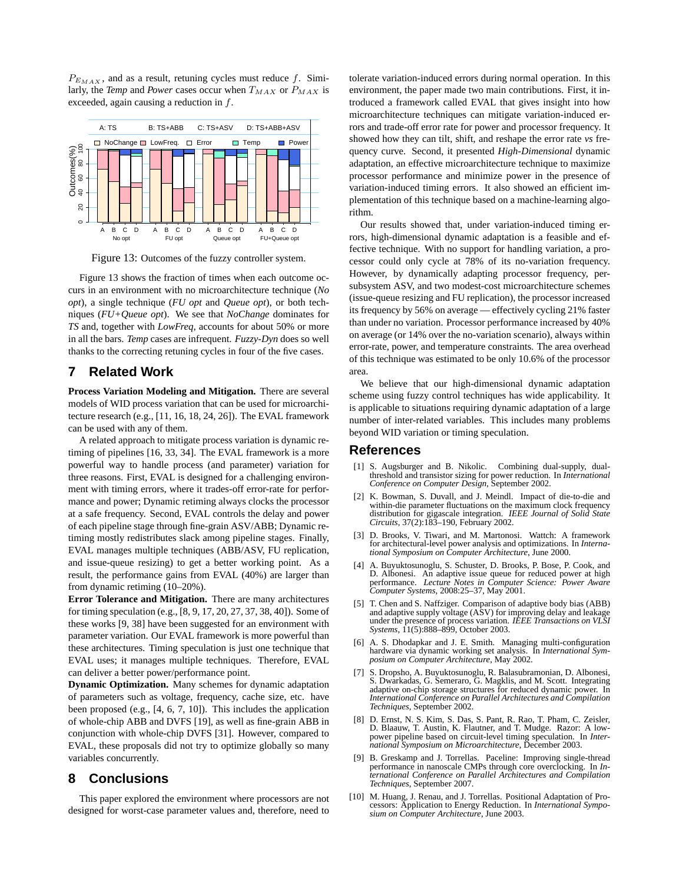$P_{E_{MAX}}$, and as a result, retuning cycles must reduce $f$. Similarly, the *Temp* and *Power* cases occur when $T_{MAX}$ or $P_{MAX}$ is exceeded, again causing a reduction in $f$.

Figure 13: Outcomes of the fuzzy controller system.

Figure 13 shows the fraction of times when each outcome occurs in an environment with no microarchitecture technique (*No opt*), a single technique (*FU opt* and *Queue opt*), or both techniques (*FU+Queue opt*). We see that *NoChange* dominates for *TS* and, together with *LowFreq*, accounts for about 50% or more in all the bars. *Temp* cases are infrequent. *Fuzzy-Dyn* does so well thanks to the correcting retuning cycles in four of the five cases.

## 7 Related Work

**Process Variation Modeling and Mitigation.** There are several models of WID process variation that can be used for microarchitecture research (e.g., [11, 16, 18, 24, 26]). The EVAL framework can be used with any of them.

A related approach to mitigate process variation is dynamic retiming of pipelines [16, 33, 34]. The EVAL framework is a more powerful way to handle process (and parameter) variation for three reasons. First, EVAL is designed for a challenging environment with timing errors, where it trades-off error-rate for performance and power; Dynamic retiming always clocks the processor at a safe frequency. Second, EVAL controls the delay and power of each pipeline stage through fine-grain ASV/ABB; Dynamic retiming mostly redistributes slack among pipeline stages. Finally, EVAL manages multiple techniques (ABB/ASV, FU replication, and issue-queue resizing) to get a better working point. As a result, the performance gains from EVAL (40%) are larger than from dynamic retiming (10–20%).

**Error Tolerance and Mitigation.** There are many architectures for timing speculation (e.g., [8, 9, 17, 20, 27, 37, 38, 40]). Some of these works [9, 38] have been suggested for an environment with parameter variation. Our EVAL framework is more powerful than these architectures. Timing speculation is just one technique that EVAL uses; it manages multiple techniques. Therefore, EVAL can deliver a better power/performance point.

**Dynamic Optimization.** Many schemes for dynamic adaptation of parameters such as voltage, frequency, cache size, etc. have been proposed (e.g., [4, 6, 7, 10]). This includes the application of whole-chip ABB and DVFS [19], as well as fine-grain ABB in conjunction with whole-chip DVFS [31]. However, compared to EVAL, these proposals did not try to optimize globally so many variables concurrently.

## 8 Conclusions

This paper explored the environment where processors are not designed for worst-case parameter values and, therefore, need to tolerate variation-induced errors during normal operation. In this environment, the paper made two main contributions. First, it introduced a framework called EVAL that gives insight into how microarchitecture techniques can mitigate variation-induced errors and trade-off error rate for power and processor frequency. It showed how they can tilt, shift, and reshape the error rate *vs* frequency curve. Second, it presented *High-Dimensional* dynamic adaptation, an effective microarchitecture technique to maximize processor performance and minimize power in the presence of variation-induced timing errors. It also showed an efficient implementation of this technique based on a machine-learning algorithm.

Our results showed that, under variation-induced timing errors, high-dimensional dynamic adaptation is a feasible and effective technique. With no support for handling variation, a processor could only cycle at 78% of its no-variation frequency. However, by dynamically adapting processor frequency, per-subsystem ASV, and two modest-cost microarchitecture schemes (issue-queue resizing and FU replication), the processor increased its frequency by 56% on average — effectively cycling 21% faster than under no variation. Processor performance increased by 40% on average (or 14% over the no-variation scenario), always within error-rate, power, and temperature constraints. The area overhead of this technique was estimated to be only 10.6% of the processor area.

We believe that our high-dimensional dynamic adaptation scheme using fuzzy control techniques has wide applicability. It is applicable to situations requiring dynamic adaptation of a large number of inter-related variables. This includes many problems beyond WID variation or timing speculation.

## References

[1] S. Augsburger and B. Nikolic. Combining dual-supply, dual-threshold and transistor sizing for power reduction. In *International Conference on Computer Design*, September 2002.

[2] K. Bowman, S. Duvall, and J. Meindl. Impact of die-to-die and within-die parameter fluctuations on the maximum clock frequency distribution for gigascale integration. *IEEE Journal of Solid State Circuits*, 37(2):183–190, February 2002.

[3] D. Brooks, V. Tiwari, and M. Martonosi. Wattch: A framework for architectural-level power analysis and optimizations. In *International Symposium on Computer Architecture*, June 2000.

[4] A. Buyuktosunoglu, S. Schuster, D. Brooks, P. Bose, P. Cook, and D. Albonesi. An adaptive issue queue for reduced power at high performance. *Lecture Notes in Computer Science: Power Aware Computer Systems*, 2008:25–37, May 2001.

[5] T. Chen and S. Naffziger. Comparison of adaptive body bias (ABB) and adaptive supply voltage (ASV) for improving delay and leakage under the presence of process variation. *IEEE Transactions on VLSI Systems*, 11(5):888–899, October 2003.

[6] A. S. Dhodapkar and J. E. Smith. Managing multi-configuration hardware via dynamic working set analysis. In *International Symposium on Computer Architecture*, May 2002.

[7] S. Dropsho, A. Buyuktosunoglu, R. Balasubramonian, D. Albonesi, S. Dwarkadas, G. Semeraro, G. Magklis, and M. Scott. Integrating adaptive on-chip storage structures for reduced dynamic power. In *International Conference on Parallel Architectures and Compilation Techniques*, September 2002.

[8] D. Ernst, N. S. Kim, S. Das, S. Pant, R. Rao, T. Pham, C. Zeisler, D. Blaauw, T. Austin, K. Flautner, and T. Mudge. Razor: A low-power pipeline based on circuit-level timing speculation. In *International Symposium on Microarchitecture*, December 2003.

[9] B. Greskamp and J. Torrellas. Paceline: Improving single-thread performance in nanoscale CMPs through core overclocking. In *International Conference on Parallel Architectures and Compilation Techniques*, September 2007.

[10] M. Huang, J. Renau, and J. Torrellas. Positional Adaptation of Processors: Application to Energy Reduction. In *International Symposium on Computer Architecture*, June 2003.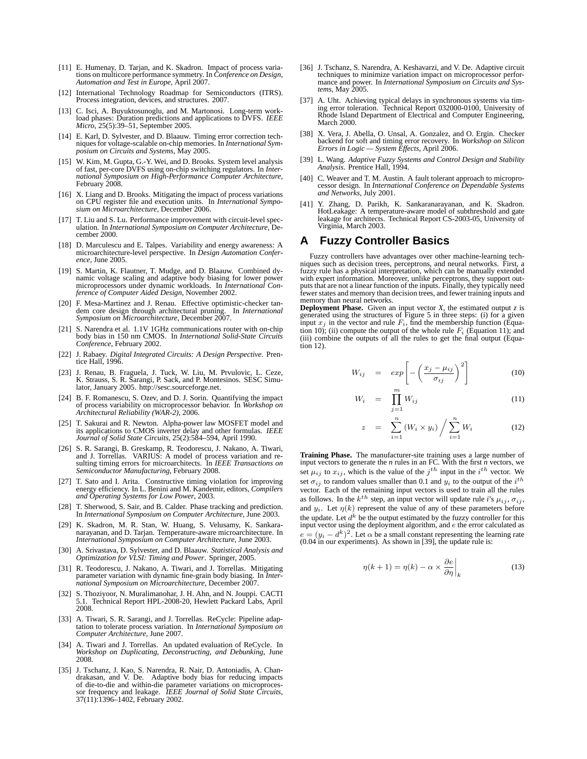[11] E. Humenay, D. Tarjan, and K. Skadron. Impact of process variations on multicore performance symmetry. In *Conference on Design, Automation and Test in Europe*, April 2007.

[12] International Technology Roadmap for Semiconductors (ITRS). Process integration, devices, and structures. 2007.

[13] C. Isci, A. Buyuktosunoglu, and M. Martonosi. Long-term workload phases: Duration predictions and applications to DVFS. *IEEE Micro*, 25(5):39–51, September 2005.

[14] E. Karl, D. Sylvester, and D. Blaauw. Timing error correction techniques for voltage-scalable on-chip memories. In *International Symposium on Circuits and Systems*, May 2005.

[15] W. Kim, M. Gupta, G.-Y. Wei, and D. Brooks. System level analysis of fast, per-core DVFS using on-chip switching regulators. In *International Symposium on High-Performance Computer Architecture*, February 2008.

[16] X. Liang and D. Brooks. Mitigating the impact of process variations on CPU register file and execution units. In *International Symposium on Microarchitecture*, December 2006.

[17] T. Liu and S. Lu. Performance improvement with circuit-level speculation. In *International Symposium on Computer Architecture*, December 2000.

[18] D. Marculescu and E. Talpes. Variability and energy awareness: A microarchitecture-level perspective. In *Design Automation Conference*, June 2005.

[19] S. Martin, K. Flautner, T. Mudge, and D. Blaauw. Combined dynamic voltage scaling and adaptive body biasing for lower power microprocessors under dynamic workloads. In *International Conference of Computer Aided Design*, November 2002.

[20] F. Mesa-Martinez and J. Renau. Effective optimistic-checker tandem core design through architectural pruning. In *International Symposium on Microarchitecture*, December 2007.

[21] S. Narendra et al. 1.1V 1GHz communications router with on-chip body bias in 150 nm CMOS. In *International Solid-State Circuits Conference*, February 2002.

[22] J. Rabaey. *Digital Integrated Circuits: A Design Perspective*. Prentice Hall, 1996.

[23] J. Renau, B. Fraguela, J. Tuck, W. Liu, M. Prvulovic, L. Ceze, K. Strauss, S. R. Sarangi, P. Sack, and P. Montesinos. SESC Simulator, January 2005. http://sesc.sourceforge.net.

[24] B. F. Romanescu, S. Ozev, and D. J. Sorin. Quantifying the impact of process variability on microprocessor behavior. In *Workshop on Architectural Reliability (WAR-2)*, 2006.

[25] T. Sakurai and R. Newton. Alpha-power law MOSFET model and its applications to CMOS inverter delay and other formulas. *IEEE Journal of Solid State Circuits*, 25(2):584–594, April 1990.

[26] S. R. Sarangi, B. Greskamp, R. Teodorescu, J. Nakano, A. Tiwari, and J. Torrellas. VARIUS: A model of process variation and resulting timing errors for microarchitects. In *IEEE Transactions on Semiconductor Manufacturing*, February 2008.

[27] T. Sato and I. Arita. Constructive timing violation for improving energy efficiency. In L. Benini and M. Kandemir, editors, *Compilers and Operating Systems for Low Power*, 2003.

[28] T. Sherwood, S. Sair, and B. Calder. Phase tracking and prediction. In *International Symposium on Computer Architecture*, June 2003.

[29] K. Skadron, M. R. Stan, W. Huang, S. Velusamy, K. Sankaranarayanan, and D. Tarjan. Temperature-aware microarchitecture. In *International Symposium on Computer Architecture*, June 2003.

[30] A. Srivastava, D. Sylvester, and D. Blaauw. *Statistical Analysis and Optimization for VLSI: Timing and Power*. Springer, 2005.

[31] R. Teodorescu, J. Nakano, A. Tiwari, and J. Torrellas. Mitigating parameter variation with dynamic fine-grain body biasing. In *International Symposium on Microarchitecture*, December 2007.

[32] S. Thoziyoor, N. Muralimanohar, J. H. Ahn, and N. Jouppi. CACTI 5.1. Technical Report HPL-2008-20, Hewlett Packard Labs, April 2008.

[33] A. Tiwari, S. R. Sarangi, and J. Torrellas. ReCycle: Pipeline adaptation to tolerate process variation. In *International Symposium on Computer Architecture*, June 2007.

[34] A. Tiwari and J. Torrellas. An updated evaluation of ReCycle. In *Workshop on Duplicating, Deconstructing, and Debunking*, June 2008.

[35] J. Tschanz, J. Kao, S. Narendra, R. Nair, D. Antoniadis, A. Chandrakasan, and V. De. Adaptive body bias for reducing impacts of die-to-die and within-die parameter variations on microprocessor frequency and leakage. *IEEE Journal of Solid State Circuits*, 37(11):1396–1402, February 2002.

[36] J. Tschanz, S. Narendra, A. Keshavarzi, and V. De. Adaptive circuit techniques to minimize variation impact on microprocessor performance and power. In *International Symposium on Circuits and Systems*, May 2005.

[37] A. Uht. Achieving typical delays in synchronous systems via timing error toleration. Technical Report 032000-0100, University of Rhode Island Department of Electrical and Computer Engineering, March 2000.

[38] X. Vera, J. Abella, O. Unsal, A. Gonzalez, and O. Ergin. Checker backend for soft and timing error recovery. In *Workshop on Silicon Errors in Logic — System Effects*, April 2006.

[39] L. Wang. *Adaptive Fuzzy Systems and Control Design and Stability Analysis*. Prentice Hall, 1994.

[40] C. Weaver and T. M. Austin. A fault tolerant approach to microprocessor design. In *International Conference on Dependable Systems and Networks*, July 2001.

[41] Y. Zhang, D. Parikh, K. Sankaranarayanan, and K. Skadron. HotLeakage: A temperature-aware model of subthreshold and gate leakage for architects. Technical Report CS-2003-05, University of Virginia, March 2003.

# A Fuzzy Controller Basics

Fuzzy controllers have advantages over other machine-learning techniques such as decision trees, perceptrons, and neural networks. First, a fuzzy rule has a physical interpretation, which can be manually extended with expert information. Moreover, unlike perceptrons, they support outputs that are not a linear function of the inputs. Finally, they typically need fewer states and memory than decision trees, and fewer training inputs and memory than neural networks.

**Deployment Phase.** Given an input vector *X*, the estimated output *z* is generated using the structures of Figure 5 in three steps: (i) for a given input $x_j$ in the vector and rule $F_i$, find the membership function (Equation 10); (ii) compute the output of the whole rule $F_i$ (Equation 11); and (iii) combine the outputs of all the rules to get the final output (Equation 12).

$$W_{ij} = exp\left[-\left(\frac{x_j - \mu_{ij}}{\sigma_{ij}}\right)^2\right] \tag{10}$$

$$W_i = \prod_{j=1}^{m} W_{ij} \tag{11}$$

$$z = \sum_{i=1}^{n} (W_i \times y_i) \Big/ \sum_{i=1}^{n} W_i \tag{12}$$

**Training Phase.** The manufacturer-site training uses a large number of input vectors to generate the *n* rules in an FC. With the first *n* vectors, we set $\mu_{ij}$ to $x_{ij}$, which is the value of the $j^{th}$ input in the $i^{th}$ vector. We set $\sigma_{ij}$ to random values smaller than 0.1 and $y_i$ to the output of the $i^{th}$ vector. Each of the remaining input vectors is used to train all the rules as follows. In the $k^{th}$ step, an input vector will update rule *i*'s $\mu_{ij}$, $\sigma_{ij}$, and $y_i$. Let $\eta(k)$ represent the value of any of these parameters before the update. Let $d^k$ be the output estimated by the fuzzy controller for this input vector using the deployment algorithm, and $e$ the error calculated as $e = (y_i - d^k)^2$. Let $\alpha$ be a small constant representing the learning rate (0.04 in our experiments). As shown in [39], the update rule is:

$$\eta(k+1) = \eta(k) - \alpha \times \left.\frac{\partial e}{\partial \eta}\right|_k \tag{13}$$